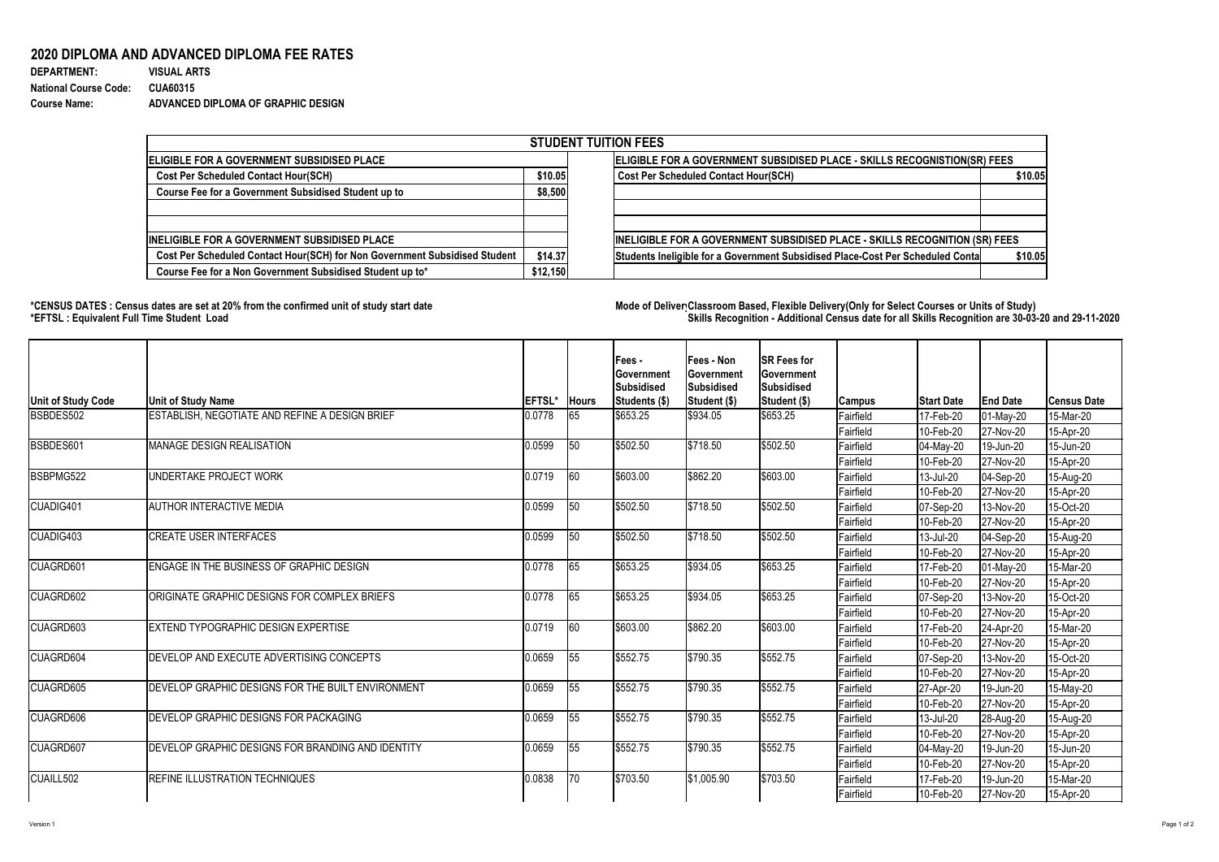# 2020 DIPLOMA AND ADVANCED DIPLOMA FEE RATES

**DEPARTMENT:** VISUAL ARTS
**National Course Code:** CUA60315
**Course Name:** ADVANCED DIPLOMA OF GRAPHIC DESIGN

| STUDENT TUITION FEES | | | |
|---|---|---|---|
| **ELIGIBLE FOR A GOVERNMENT SUBSIDISED PLACE** | | **ELIGIBLE FOR A GOVERNMENT SUBSIDISED PLACE - SKILLS RECOGNISTION(SR) FEES** | |
| Cost Per Scheduled Contact Hour(SCH) | $10.05 | Cost Per Scheduled Contact Hour(SCH) | $10.05 |
| Course Fee for a Government Subsidised Student up to | $8,500 | | |
| | | | |
| | | | |
| **INELIGIBLE FOR A GOVERNMENT SUBSIDISED PLACE** | | **INELIGIBLE FOR A GOVERNMENT SUBSIDISED PLACE - SKILLS RECOGNITION (SR) FEES** | |
| Cost Per Scheduled Contact Hour(SCH) for Non Government Subsidised Student | $14.37 | Students Ineligible for a Government Subsidised Place-Cost Per Scheduled Conta | $10.05 |
| Course Fee for a Non Government Subsidised Student up to* | $12,150 | | |

**\*CENSUS DATES : Census dates are set at 20% from the confirmed unit of study start date**
**\*EFTSL : Equivalent Full Time Student Load**

**Mode of Deliver Classroom Based, Flexible Delivery(Only for Select Courses or Units of Study)**
**Skills Recognition - Additional Census date for all Skills Recognition are 30-03-20 and 29-11-2020**

| Unit of Study Code | Unit of Study Name | EFTSL* | Hours | Fees - Government Subsidised Students ($) | Fees - Non Government Subsidised Student ($) | SR Fees for Government Subsidised Student ($) | Campus | Start Date | End Date | Census Date |
|---|---|---|---|---|---|---|---|---|---|---|
| BSBDES502 | ESTABLISH, NEGOTIATE AND REFINE A DESIGN BRIEF | 0.0778 | 65 | $653.25 | $934.05 | $653.25 | Fairfield | 17-Feb-20 | 01-May-20 | 15-Mar-20 |
| | | | | | | | Fairfield | 10-Feb-20 | 27-Nov-20 | 15-Apr-20 |
| BSBDES601 | MANAGE DESIGN REALISATION | 0.0599 | 50 | $502.50 | $718.50 | $502.50 | Fairfield | 04-May-20 | 19-Jun-20 | 15-Jun-20 |
| | | | | | | | Fairfield | 10-Feb-20 | 27-Nov-20 | 15-Apr-20 |
| BSBPMG522 | UNDERTAKE PROJECT WORK | 0.0719 | 60 | $603.00 | $862.20 | $603.00 | Fairfield | 13-Jul-20 | 04-Sep-20 | 15-Aug-20 |
| | | | | | | | Fairfield | 10-Feb-20 | 27-Nov-20 | 15-Apr-20 |
| CUADIG401 | AUTHOR INTERACTIVE MEDIA | 0.0599 | 50 | $502.50 | $718.50 | $502.50 | Fairfield | 07-Sep-20 | 13-Nov-20 | 15-Oct-20 |
| | | | | | | | Fairfield | 10-Feb-20 | 27-Nov-20 | 15-Apr-20 |
| CUADIG403 | CREATE USER INTERFACES | 0.0599 | 50 | $502.50 | $718.50 | $502.50 | Fairfield | 13-Jul-20 | 04-Sep-20 | 15-Aug-20 |
| | | | | | | | Fairfield | 10-Feb-20 | 27-Nov-20 | 15-Apr-20 |
| CUAGRD601 | ENGAGE IN THE BUSINESS OF GRAPHIC DESIGN | 0.0778 | 65 | $653.25 | $934.05 | $653.25 | Fairfield | 17-Feb-20 | 01-May-20 | 15-Mar-20 |
| | | | | | | | Fairfield | 10-Feb-20 | 27-Nov-20 | 15-Apr-20 |
| CUAGRD602 | ORIGINATE GRAPHIC DESIGNS FOR COMPLEX BRIEFS | 0.0778 | 65 | $653.25 | $934.05 | $653.25 | Fairfield | 07-Sep-20 | 13-Nov-20 | 15-Oct-20 |
| | | | | | | | Fairfield | 10-Feb-20 | 27-Nov-20 | 15-Apr-20 |
| CUAGRD603 | EXTEND TYPOGRAPHIC DESIGN EXPERTISE | 0.0719 | 60 | $603.00 | $862.20 | $603.00 | Fairfield | 17-Feb-20 | 24-Apr-20 | 15-Mar-20 |
| | | | | | | | Fairfield | 10-Feb-20 | 27-Nov-20 | 15-Apr-20 |
| CUAGRD604 | DEVELOP AND EXECUTE ADVERTISING CONCEPTS | 0.0659 | 55 | $552.75 | $790.35 | $552.75 | Fairfield | 07-Sep-20 | 13-Nov-20 | 15-Oct-20 |
| | | | | | | | Fairfield | 10-Feb-20 | 27-Nov-20 | 15-Apr-20 |
| CUAGRD605 | DEVELOP GRAPHIC DESIGNS FOR THE BUILT ENVIRONMENT | 0.0659 | 55 | $552.75 | $790.35 | $552.75 | Fairfield | 27-Apr-20 | 19-Jun-20 | 15-May-20 |
| | | | | | | | Fairfield | 10-Feb-20 | 27-Nov-20 | 15-Apr-20 |
| CUAGRD606 | DEVELOP GRAPHIC DESIGNS FOR PACKAGING | 0.0659 | 55 | $552.75 | $790.35 | $552.75 | Fairfield | 13-Jul-20 | 28-Aug-20 | 15-Aug-20 |
| | | | | | | | Fairfield | 10-Feb-20 | 27-Nov-20 | 15-Apr-20 |
| CUAGRD607 | DEVELOP GRAPHIC DESIGNS FOR BRANDING AND IDENTITY | 0.0659 | 55 | $552.75 | $790.35 | $552.75 | Fairfield | 04-May-20 | 19-Jun-20 | 15-Jun-20 |
| | | | | | | | Fairfield | 10-Feb-20 | 27-Nov-20 | 15-Apr-20 |
| CUAILL502 | REFINE ILLUSTRATION TECHNIQUES | 0.0838 | 70 | $703.50 | $1,005.90 | $703.50 | Fairfield | 17-Feb-20 | 19-Jun-20 | 15-Mar-20 |
| | | | | | | | Fairfield | 10-Feb-20 | 27-Nov-20 | 15-Apr-20 |

Version 1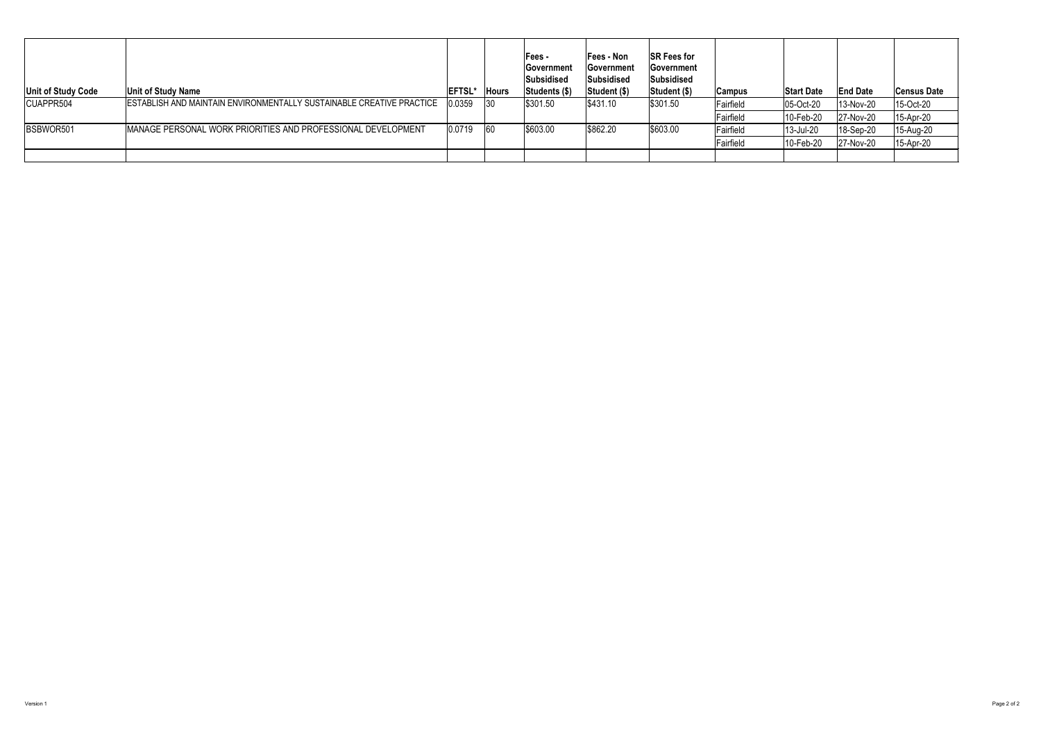| Unit of Study Code | Unit of Study Name | EFTSL* | Hours | Fees - Government Subsidised Students ($) | Fees - Non Government Subsidised Student ($) | SR Fees for Government Subsidised Student ($) | Campus | Start Date | End Date | Census Date |
|---|---|---|---|---|---|---|---|---|---|---|
| CUAPPR504 | ESTABLISH AND MAINTAIN ENVIRONMENTALLY SUSTAINABLE CREATIVE PRACTICE | 0.0359 | 30 | $301.50 | $431.10 | $301.50 | Fairfield | 05-Oct-20 | 13-Nov-20 | 15-Oct-20 |
| | | | | | | | Fairfield | 10-Feb-20 | 27-Nov-20 | 15-Apr-20 |
| BSBWOR501 | MANAGE PERSONAL WORK PRIORITIES AND PROFESSIONAL DEVELOPMENT | 0.0719 | 60 | $603.00 | $862.20 | $603.00 | Fairfield | 13-Jul-20 | 18-Sep-20 | 15-Aug-20 |
| | | | | | | | Fairfield | 10-Feb-20 | 27-Nov-20 | 15-Apr-20 |
| | | | | | | | | | | |

Version 1